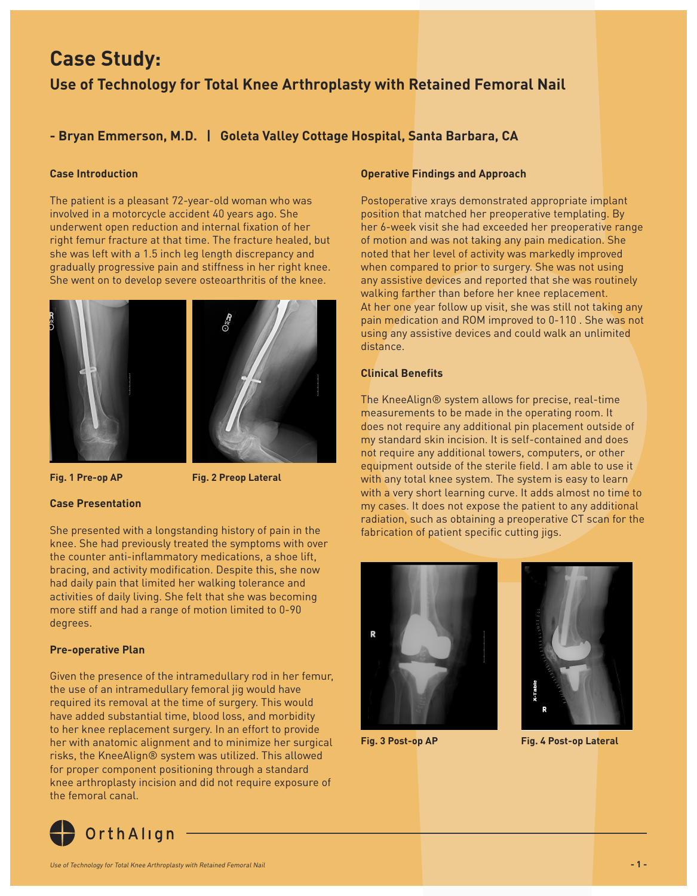# Case Study:

## Use of Technology for Total Knee Arthroplasty with Retained Femoral Nail

### - Bryan Emmerson, M.D. | Goleta Valley Cottage Hospital, Santa Barbara, CA

#### Case Introduction

The patient is a pleasant 72-year-old woman who was involved in a motorcycle accident 40 years ago. She underwent open reduction and internal fixation of her right femur fracture at that time. The fracture healed, but she was left with a 1.5 inch leg length discrepancy and gradually progressive pain and stiffness in her right knee. She went on to develop severe osteoarthritis of the knee.

**Fig. 1 Pre-op AP**

**Fig. 2 Preop Lateral**

#### Case Presentation

She presented with a longstanding history of pain in the knee. She had previously treated the symptoms with over the counter anti-inflammatory medications, a shoe lift, bracing, and activity modification. Despite this, she now had daily pain that limited her walking tolerance and activities of daily living. She felt that she was becoming more stiff and had a range of motion limited to 0-90 degrees.

#### Pre-operative Plan

Given the presence of the intramedullary rod in her femur, the use of an intramedullary femoral jig would have required its removal at the time of surgery. This would have added substantial time, blood loss, and morbidity to her knee replacement surgery. In an effort to provide her with anatomic alignment and to minimize her surgical risks, the KneeAlign® system was utilized. This allowed for proper component positioning through a standard knee arthroplasty incision and did not require exposure of the femoral canal.

#### Operative Findings and Approach

Postoperative xrays demonstrated appropriate implant position that matched her preoperative templating. By her 6-week visit she had exceeded her preoperative range of motion and was not taking any pain medication. She noted that her level of activity was markedly improved when compared to prior to surgery. She was not using any assistive devices and reported that she was routinely walking farther than before her knee replacement. At her one year follow up visit, she was still not taking any pain medication and ROM improved to 0-110 . She was not using any assistive devices and could walk an unlimited distance.

#### Clinical Benefits

The KneeAlign® system allows for precise, real-time measurements to be made in the operating room. It does not require any additional pin placement outside of my standard skin incision. It is self-contained and does not require any additional towers, computers, or other equipment outside of the sterile field. I am able to use it with any total knee system. The system is easy to learn with a very short learning curve. It adds almost no time to my cases. It does not expose the patient to any additional radiation, such as obtaining a preoperative CT scan for the fabrication of patient specific cutting jigs.

**Fig. 3 Post-op AP**

**Fig. 4 Post-op Lateral**

OrthAlign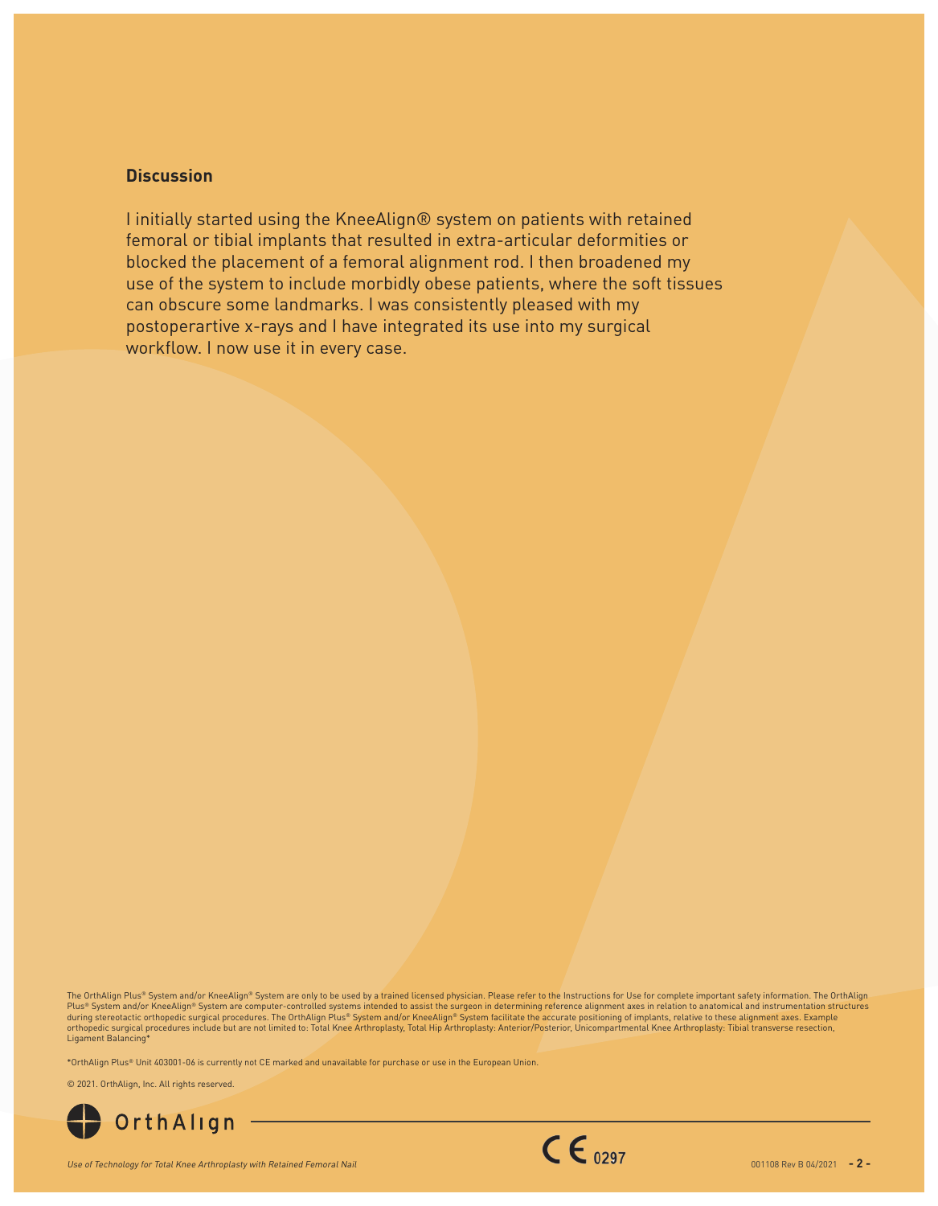## Discussion

I initially started using the KneeAlign® system on patients with retained femoral or tibial implants that resulted in extra-articular deformities or blocked the placement of a femoral alignment rod. I then broadened my use of the system to include morbidly obese patients, where the soft tissues can obscure some landmarks. I was consistently pleased with my postoperartive x-rays and I have integrated its use into my surgical workflow. I now use it in every case.

The OrthAlign Plus® System and/or KneeAlign® System are only to be used by a trained licensed physician. Please refer to the Instructions for Use for complete important safety information. The OrthAlign Plus® System and/or KneeAlign® System are computer-controlled systems intended to assist the surgeon in determining reference alignment axes in relation to anatomical and instrumentation structures during stereotactic orthopedic surgical procedures. The OrthAlign Plus® System and/or KneeAlign® System facilitate the accurate positioning of implants, relative to these alignment axes. Example orthopedic surgical procedures include but are not limited to: Total Knee Arthroplasty, Total Hip Arthroplasty: Anterior/Posterior, Unicompartmental Knee Arthroplasty: Tibial transverse resection, Ligament Balancing*

*OrthAlign Plus® Unit 403001-06 is currently not CE marked and unavailable for purchase or use in the European Union.

© 2021. OrthAlign, Inc. All rights reserved.

OrthAlign

CE 0297

001108 Rev B 04/2021